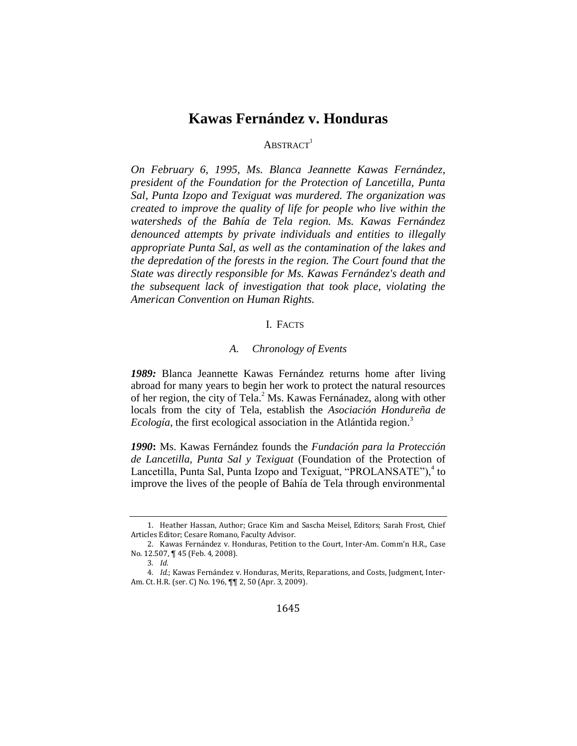# Kawas Fernández v. Honduras

ABSTRACT[1]

*On February 6, 1995, Ms. Blanca Jeannette Kawas Fernández, president of the Foundation for the Protection of Lancetilla, Punta Sal, Punta Izopo and Texiguat was murdered. The organization was created to improve the quality of life for people who live within the watersheds of the Bahía de Tela region. Ms. Kawas Fernández denounced attempts by private individuals and entities to illegally appropriate Punta Sal, as well as the contamination of the lakes and the depredation of the forests in the region. The Court found that the State was directly responsible for Ms. Kawas Fernández's death and the subsequent lack of investigation that took place, violating the American Convention on Human Rights.*

## I. FACTS

### *A. Chronology of Events*

***1989:*** Blanca Jeannette Kawas Fernández returns home after living abroad for many years to begin her work to protect the natural resources of her region, the city of Tela.[2] Ms. Kawas Fernánadez, along with other locals from the city of Tela, establish the *Asociación Hondureña de Ecología*, the first ecological association in the Atlántida region.[3]

***1990*****:** Ms. Kawas Fernández founds the *Fundación para la Protección de Lancetilla, Punta Sal y Texiguat* (Foundation of the Protection of Lancetilla, Punta Sal, Punta Izopo and Texiguat, "PROLANSATE"),[4] to improve the lives of the people of Bahía de Tela through environmental

---

1. Heather Hassan, Author; Grace Kim and Sascha Meisel, Editors; Sarah Frost, Chief Articles Editor; Cesare Romano, Faculty Advisor.

2. Kawas Fernández v. Honduras, Petition to the Court, Inter-Am. Comm'n H.R., Case No. 12.507, ¶ 45 (Feb. 4, 2008).

3. *Id.*

4. *Id.*; Kawas Fernández v. Honduras, Merits, Reparations, and Costs, Judgment, Inter-Am. Ct. H.R. (ser. C) No. 196, ¶¶ 2, 50 (Apr. 3, 2009).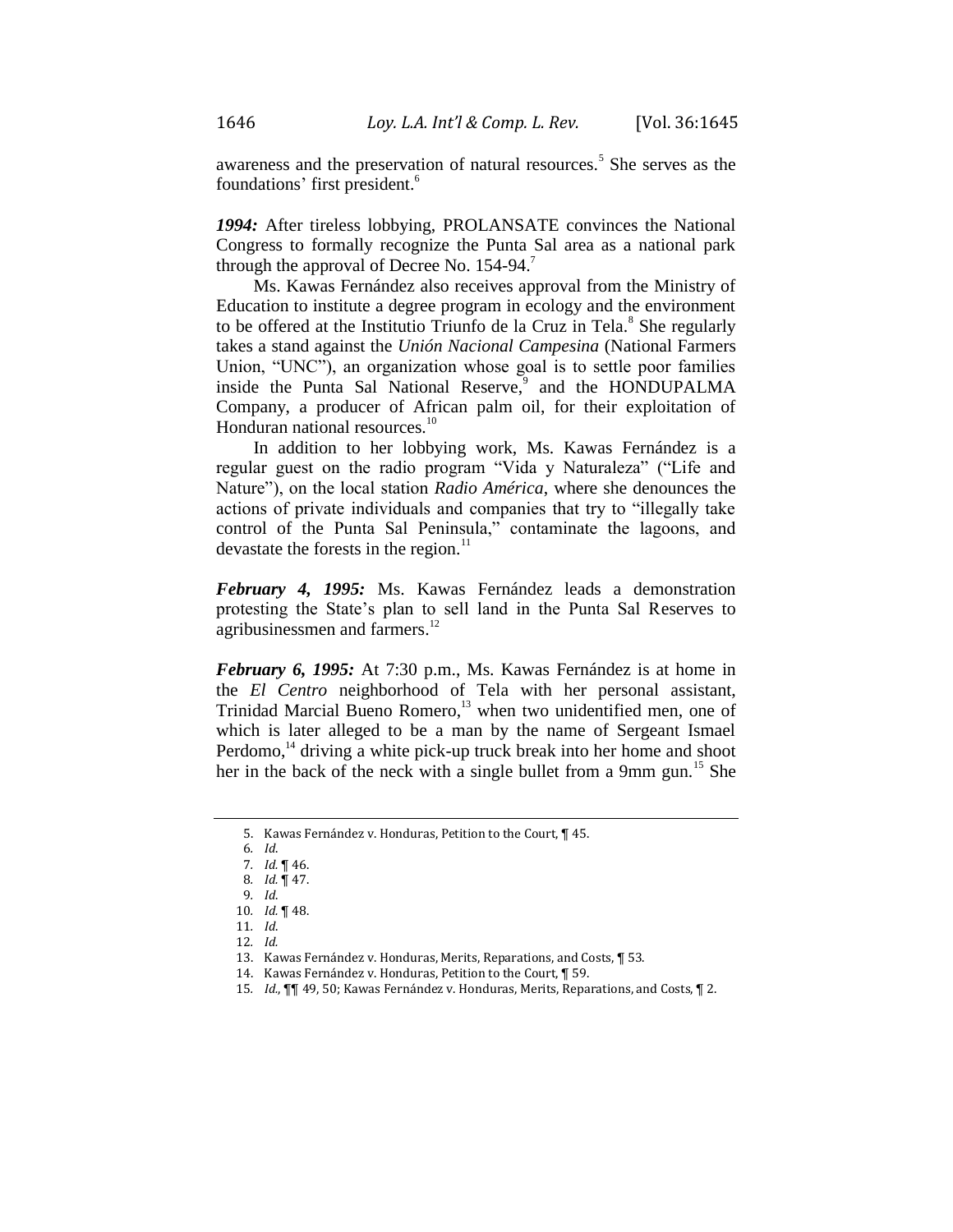awareness and the preservation of natural resources.[5] She serves as the foundations' first president.[6]

***1994:*** After tireless lobbying, PROLANSATE convinces the National Congress to formally recognize the Punta Sal area as a national park through the approval of Decree No. 154-94.[7]

Ms. Kawas Fernández also receives approval from the Ministry of Education to institute a degree program in ecology and the environment to be offered at the Institutio Triunfo de la Cruz in Tela.[8] She regularly takes a stand against the *Unión Nacional Campesina* (National Farmers Union, "UNC"), an organization whose goal is to settle poor families inside the Punta Sal National Reserve,[9] and the HONDUPALMA Company, a producer of African palm oil, for their exploitation of Honduran national resources.[10]

In addition to her lobbying work, Ms. Kawas Fernández is a regular guest on the radio program "Vida y Naturaleza" ("Life and Nature"), on the local station *Radio América*, where she denounces the actions of private individuals and companies that try to "illegally take control of the Punta Sal Peninsula," contaminate the lagoons, and devastate the forests in the region.[11]

***February 4, 1995:*** Ms. Kawas Fernández leads a demonstration protesting the State's plan to sell land in the Punta Sal Reserves to agribusinessmen and farmers.[12]

***February 6, 1995:*** At 7:30 p.m., Ms. Kawas Fernández is at home in the *El Centro* neighborhood of Tela with her personal assistant, Trinidad Marcial Bueno Romero,[13] when two unidentified men, one of which is later alleged to be a man by the name of Sergeant Ismael Perdomo,[14] driving a white pick-up truck break into her home and shoot her in the back of the neck with a single bullet from a 9mm gun.[15] She

---

5. Kawas Fernández v. Honduras, Petition to the Court, ¶ 45.
6. *Id.*
7. *Id.* ¶ 46.
8. *Id.* ¶ 47.
9. *Id.*
10. *Id.* ¶ 48.
11. *Id.*
12. *Id.*
13. Kawas Fernández v. Honduras, Merits, Reparations, and Costs, ¶ 53.
14. Kawas Fernández v. Honduras, Petition to the Court, ¶ 59.
15. *Id.*, ¶¶ 49, 50; Kawas Fernández v. Honduras, Merits, Reparations, and Costs, ¶ 2.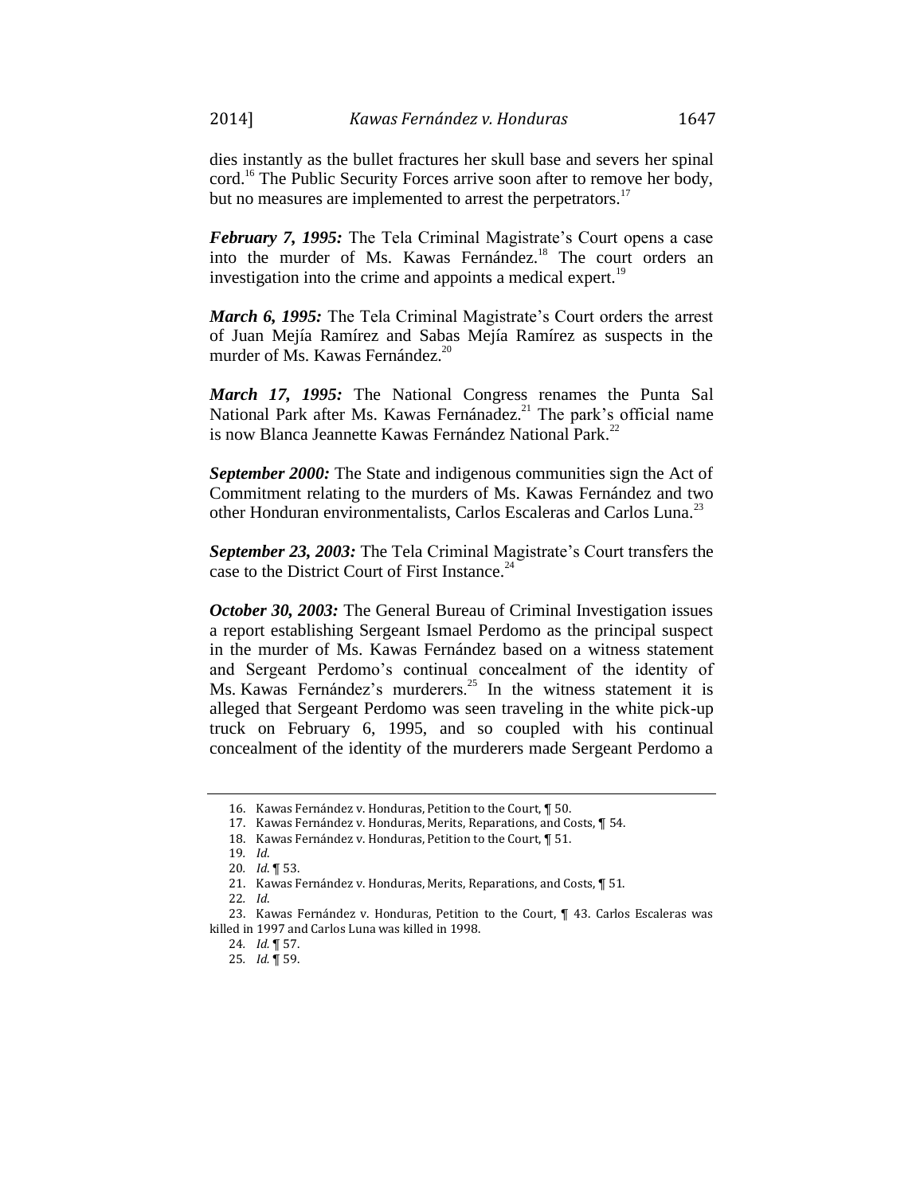dies instantly as the bullet fractures her skull base and severs her spinal cord.[16] The Public Security Forces arrive soon after to remove her body, but no measures are implemented to arrest the perpetrators.[17]

***February 7, 1995:*** The Tela Criminal Magistrate's Court opens a case into the murder of Ms. Kawas Fernández.[18] The court orders an investigation into the crime and appoints a medical expert.[19]

***March 6, 1995:*** The Tela Criminal Magistrate's Court orders the arrest of Juan Mejía Ramírez and Sabas Mejía Ramírez as suspects in the murder of Ms. Kawas Fernández.[20]

***March 17, 1995:*** The National Congress renames the Punta Sal National Park after Ms. Kawas Fernánadez.[21] The park's official name is now Blanca Jeannette Kawas Fernández National Park.[22]

***September 2000:*** The State and indigenous communities sign the Act of Commitment relating to the murders of Ms. Kawas Fernández and two other Honduran environmentalists, Carlos Escaleras and Carlos Luna.[23]

***September 23, 2003:*** The Tela Criminal Magistrate's Court transfers the case to the District Court of First Instance.[24]

***October 30, 2003:*** The General Bureau of Criminal Investigation issues a report establishing Sergeant Ismael Perdomo as the principal suspect in the murder of Ms. Kawas Fernández based on a witness statement and Sergeant Perdomo's continual concealment of the identity of Ms. Kawas Fernández's murderers.[25] In the witness statement it is alleged that Sergeant Perdomo was seen traveling in the white pick-up truck on February 6, 1995, and so coupled with his continual concealment of the identity of the murderers made Sergeant Perdomo a

---

16. Kawas Fernández v. Honduras, Petition to the Court, ¶ 50.
17. Kawas Fernández v. Honduras, Merits, Reparations, and Costs, ¶ 54.
18. Kawas Fernández v. Honduras, Petition to the Court, ¶ 51.
19. *Id.*
20. *Id.* ¶ 53.
21. Kawas Fernández v. Honduras, Merits, Reparations, and Costs, ¶ 51.
22. *Id.*
23. Kawas Fernández v. Honduras, Petition to the Court, ¶ 43. Carlos Escaleras was killed in 1997 and Carlos Luna was killed in 1998.
24. *Id.* ¶ 57.
25. *Id.* ¶ 59.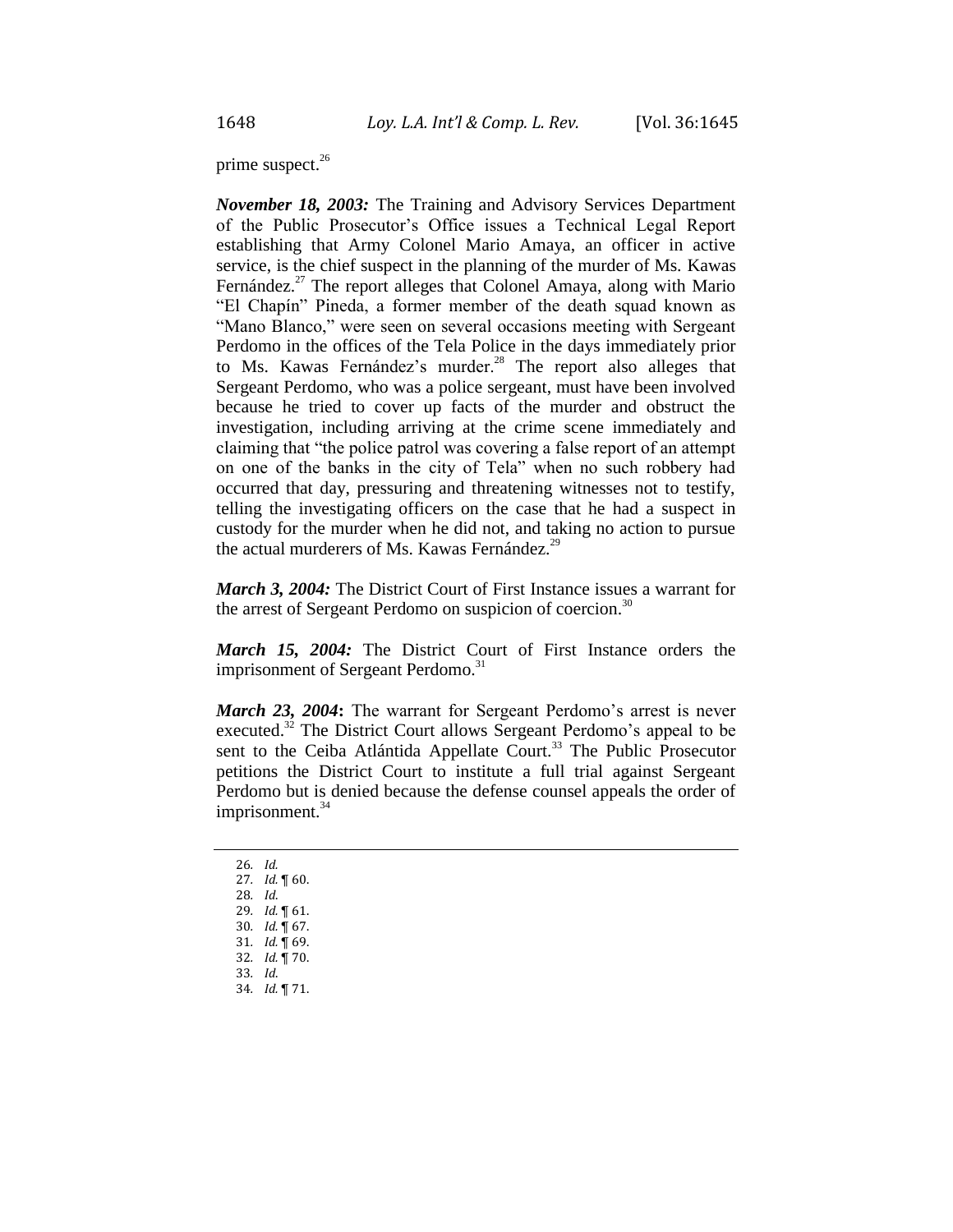prime suspect.[26]

***November 18, 2003:*** The Training and Advisory Services Department of the Public Prosecutor's Office issues a Technical Legal Report establishing that Army Colonel Mario Amaya, an officer in active service, is the chief suspect in the planning of the murder of Ms. Kawas Fernández.[27] The report alleges that Colonel Amaya, along with Mario "El Chapín" Pineda, a former member of the death squad known as "Mano Blanco," were seen on several occasions meeting with Sergeant Perdomo in the offices of the Tela Police in the days immediately prior to Ms. Kawas Fernández's murder.[28] The report also alleges that Sergeant Perdomo, who was a police sergeant, must have been involved because he tried to cover up facts of the murder and obstruct the investigation, including arriving at the crime scene immediately and claiming that "the police patrol was covering a false report of an attempt on one of the banks in the city of Tela" when no such robbery had occurred that day, pressuring and threatening witnesses not to testify, telling the investigating officers on the case that he had a suspect in custody for the murder when he did not, and taking no action to pursue the actual murderers of Ms. Kawas Fernández.[29]

***March 3, 2004:*** The District Court of First Instance issues a warrant for the arrest of Sergeant Perdomo on suspicion of coercion.[30]

***March 15, 2004:*** The District Court of First Instance orders the imprisonment of Sergeant Perdomo.[31]

***March 23, 2004*****:** The warrant for Sergeant Perdomo's arrest is never executed.[32] The District Court allows Sergeant Perdomo's appeal to be sent to the Ceiba Atlántida Appellate Court.[33] The Public Prosecutor petitions the District Court to institute a full trial against Sergeant Perdomo but is denied because the defense counsel appeals the order of imprisonment.[34]

---

26. *Id.*
27. *Id.* ¶ 60.
28. *Id.*
29. *Id.* ¶ 61.
30. *Id.* ¶ 67.
31. *Id.* ¶ 69.
32. *Id.* ¶ 70.
33. *Id.*
34. *Id.* ¶ 71.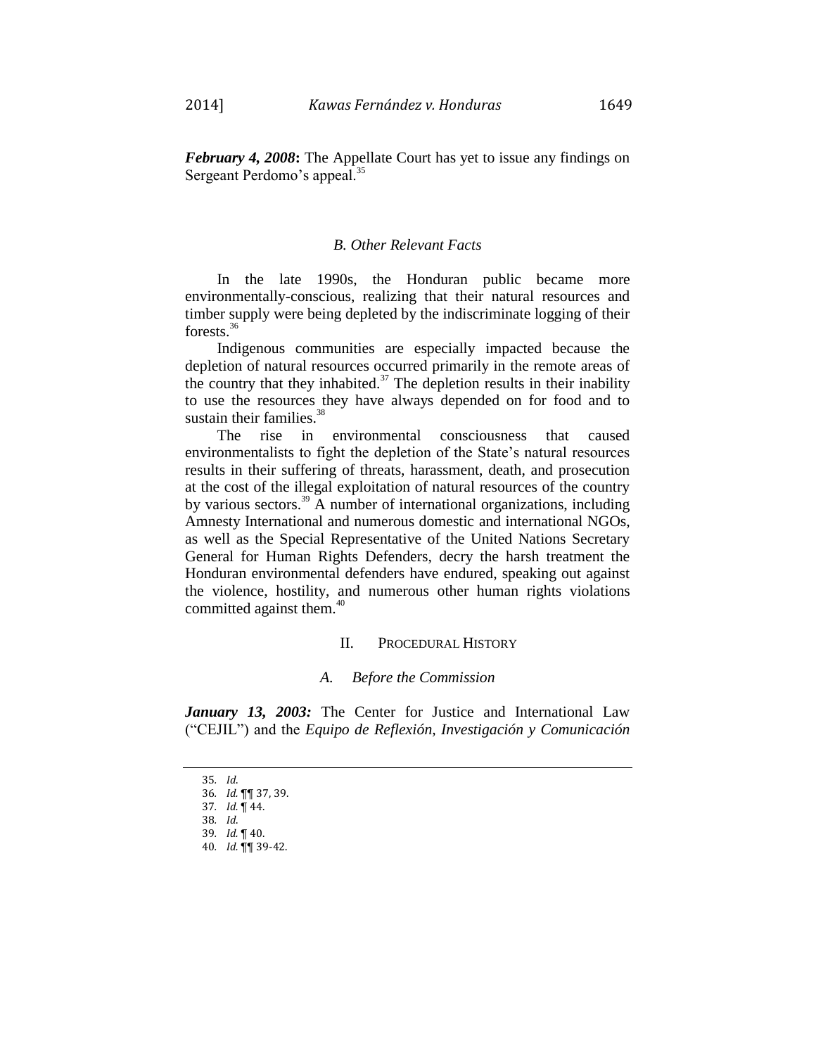***February 4, 2008*:** The Appellate Court has yet to issue any findings on Sergeant Perdomo's appeal.[35]

### *B. Other Relevant Facts*

In the late 1990s, the Honduran public became more environmentally-conscious, realizing that their natural resources and timber supply were being depleted by the indiscriminate logging of their forests.[36]

Indigenous communities are especially impacted because the depletion of natural resources occurred primarily in the remote areas of the country that they inhabited.[37] The depletion results in their inability to use the resources they have always depended on for food and to sustain their families.[38]

The rise in environmental consciousness that caused environmentalists to fight the depletion of the State's natural resources results in their suffering of threats, harassment, death, and prosecution at the cost of the illegal exploitation of natural resources of the country by various sectors.[39] A number of international organizations, including Amnesty International and numerous domestic and international NGOs, as well as the Special Representative of the United Nations Secretary General for Human Rights Defenders, decry the harsh treatment the Honduran environmental defenders have endured, speaking out against the violence, hostility, and numerous other human rights violations committed against them.[40]

## II. PROCEDURAL HISTORY

### *A. Before the Commission*

***January 13, 2003:*** The Center for Justice and International Law ("CEJIL") and the *Equipo de Reflexión, Investigación y Comunicación*

---

35. *Id.*
36. *Id.* ¶¶ 37, 39.
37. *Id.* ¶ 44.
38. *Id.*
39. *Id.* ¶ 40.
40. *Id.* ¶¶ 39-42.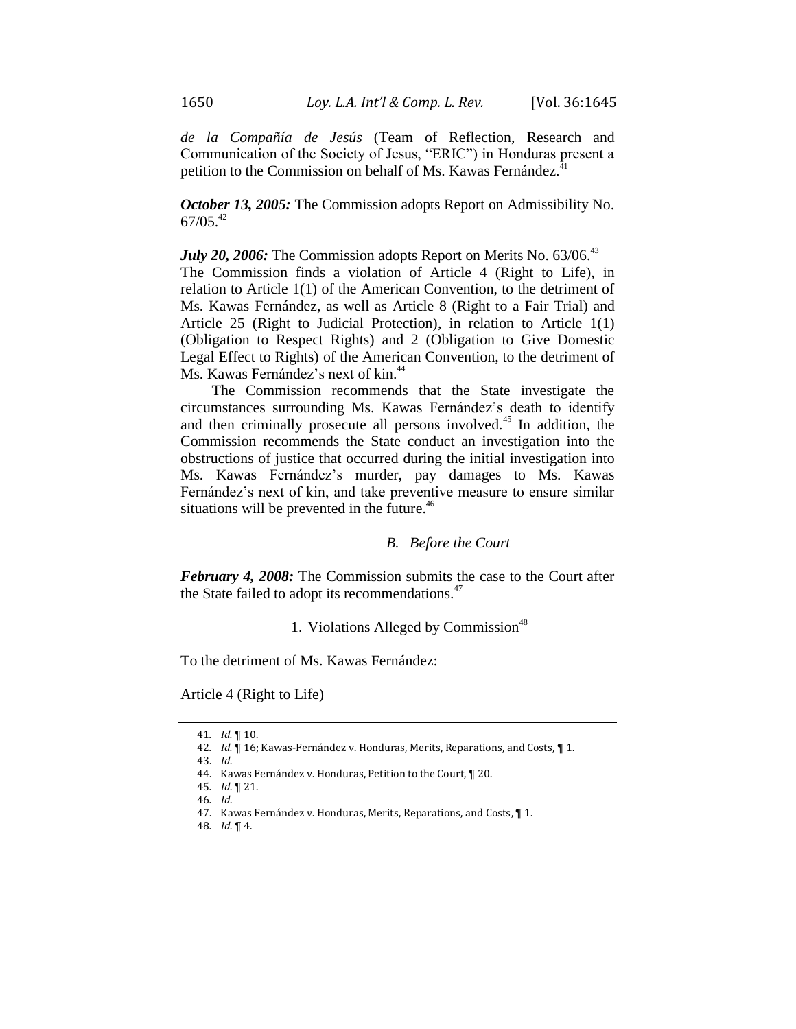*de la Compañía de Jesús* (Team of Reflection, Research and Communication of the Society of Jesus, "ERIC") in Honduras present a petition to the Commission on behalf of Ms. Kawas Fernández.[41]

***October 13, 2005:*** The Commission adopts Report on Admissibility No. 67/05.[42]

***July 20, 2006:*** The Commission adopts Report on Merits No. 63/06.[43] The Commission finds a violation of Article 4 (Right to Life), in relation to Article 1(1) of the American Convention, to the detriment of Ms. Kawas Fernández, as well as Article 8 (Right to a Fair Trial) and Article 25 (Right to Judicial Protection), in relation to Article 1(1) (Obligation to Respect Rights) and 2 (Obligation to Give Domestic Legal Effect to Rights) of the American Convention, to the detriment of Ms. Kawas Fernández's next of kin.[44]

The Commission recommends that the State investigate the circumstances surrounding Ms. Kawas Fernández's death to identify and then criminally prosecute all persons involved.[45] In addition, the Commission recommends the State conduct an investigation into the obstructions of justice that occurred during the initial investigation into Ms. Kawas Fernández's murder, pay damages to Ms. Kawas Fernández's next of kin, and take preventive measure to ensure similar situations will be prevented in the future.[46]

### *B. Before the Court*

***February 4, 2008:*** The Commission submits the case to the Court after the State failed to adopt its recommendations.[47]

#### 1. Violations Alleged by Commission[48]

To the detriment of Ms. Kawas Fernández:

Article 4 (Right to Life)

---

41. *Id.* ¶ 10.
42. *Id.* ¶ 16; Kawas-Fernández v. Honduras, Merits, Reparations, and Costs, ¶ 1.
43. *Id.*
44. Kawas Fernández v. Honduras, Petition to the Court, ¶ 20.
45. *Id.* ¶ 21.
46. *Id.*
47. Kawas Fernández v. Honduras, Merits, Reparations, and Costs, ¶ 1.
48. *Id.* ¶ 4.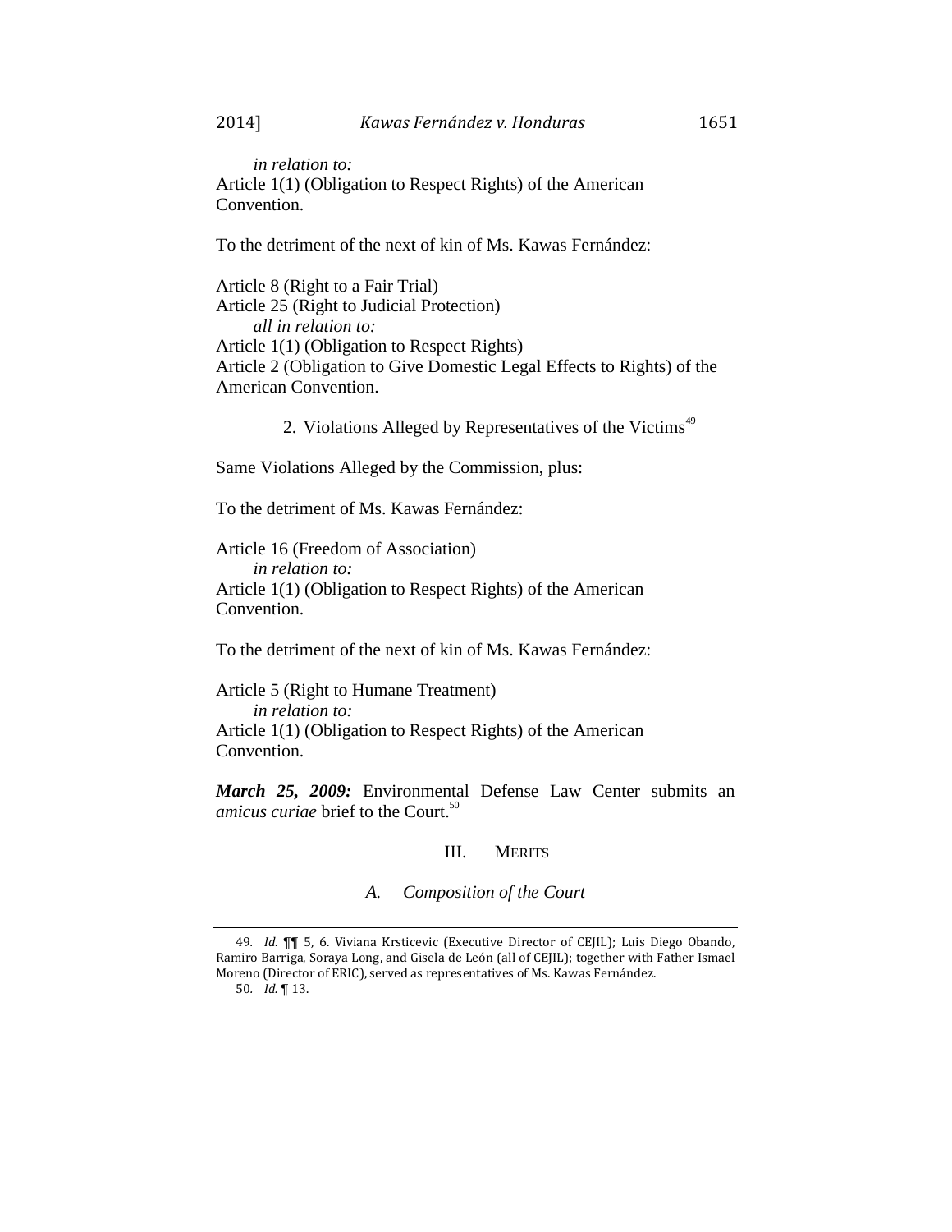*in relation to:*
Article 1(1) (Obligation to Respect Rights) of the American Convention.

To the detriment of the next of kin of Ms. Kawas Fernández:

Article 8 (Right to a Fair Trial)
Article 25 (Right to Judicial Protection)
*all in relation to:*
Article 1(1) (Obligation to Respect Rights)
Article 2 (Obligation to Give Domestic Legal Effects to Rights) of the American Convention.

2. Violations Alleged by Representatives of the Victims[49]

Same Violations Alleged by the Commission, plus:

To the detriment of Ms. Kawas Fernández:

Article 16 (Freedom of Association)
*in relation to:*
Article 1(1) (Obligation to Respect Rights) of the American Convention.

To the detriment of the next of kin of Ms. Kawas Fernández:

Article 5 (Right to Humane Treatment)
*in relation to:*
Article 1(1) (Obligation to Respect Rights) of the American Convention.

***March 25, 2009:*** Environmental Defense Law Center submits an *amicus curiae* brief to the Court.[50]

## III. MERITS

### *A. Composition of the Court*

---

49. *Id.* ¶¶ 5, 6. Viviana Krsticevic (Executive Director of CEJIL); Luis Diego Obando, Ramiro Barriga, Soraya Long, and Gisela de León (all of CEJIL); together with Father Ismael Moreno (Director of ERIC), served as representatives of Ms. Kawas Fernández.

50. *Id.* ¶ 13.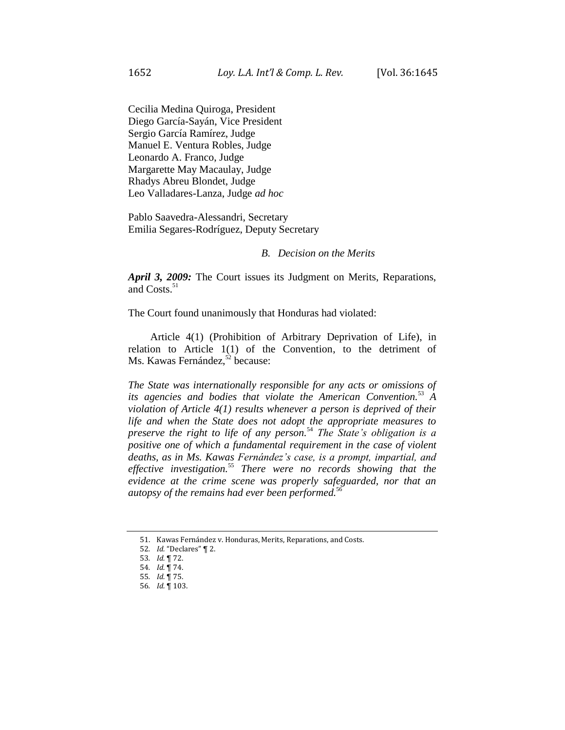Cecilia Medina Quiroga, President
Diego García-Sayán, Vice President
Sergio García Ramírez, Judge
Manuel E. Ventura Robles, Judge
Leonardo A. Franco, Judge
Margarette May Macaulay, Judge
Rhadys Abreu Blondet, Judge
Leo Valladares-Lanza, Judge *ad hoc*

Pablo Saavedra-Alessandri, Secretary
Emilia Segares-Rodríguez, Deputy Secretary

### *B. Decision on the Merits*

***April 3, 2009:*** The Court issues its Judgment on Merits, Reparations, and Costs.[51]

The Court found unanimously that Honduras had violated:

Article 4(1) (Prohibition of Arbitrary Deprivation of Life), in relation to Article 1(1) of the Convention, to the detriment of Ms. Kawas Fernández,[52] because:

*The State was internationally responsible for any acts or omissions of its agencies and bodies that violate the American Convention.*[53] *A violation of Article 4(1) results whenever a person is deprived of their life and when the State does not adopt the appropriate measures to preserve the right to life of any person.*[54] *The State's obligation is a positive one of which a fundamental requirement in the case of violent deaths, as in Ms. Kawas Fernández's case, is a prompt, impartial, and effective investigation.*[55] *There were no records showing that the evidence at the crime scene was properly safeguarded, nor that an autopsy of the remains had ever been performed.*[56]

51. Kawas Fernández v. Honduras, Merits, Reparations, and Costs.
52. *Id.* "Declares" ¶ 2.
53. *Id.* ¶ 72.
54. *Id.* ¶ 74.
55. *Id.* ¶ 75.
56. *Id.* ¶ 103.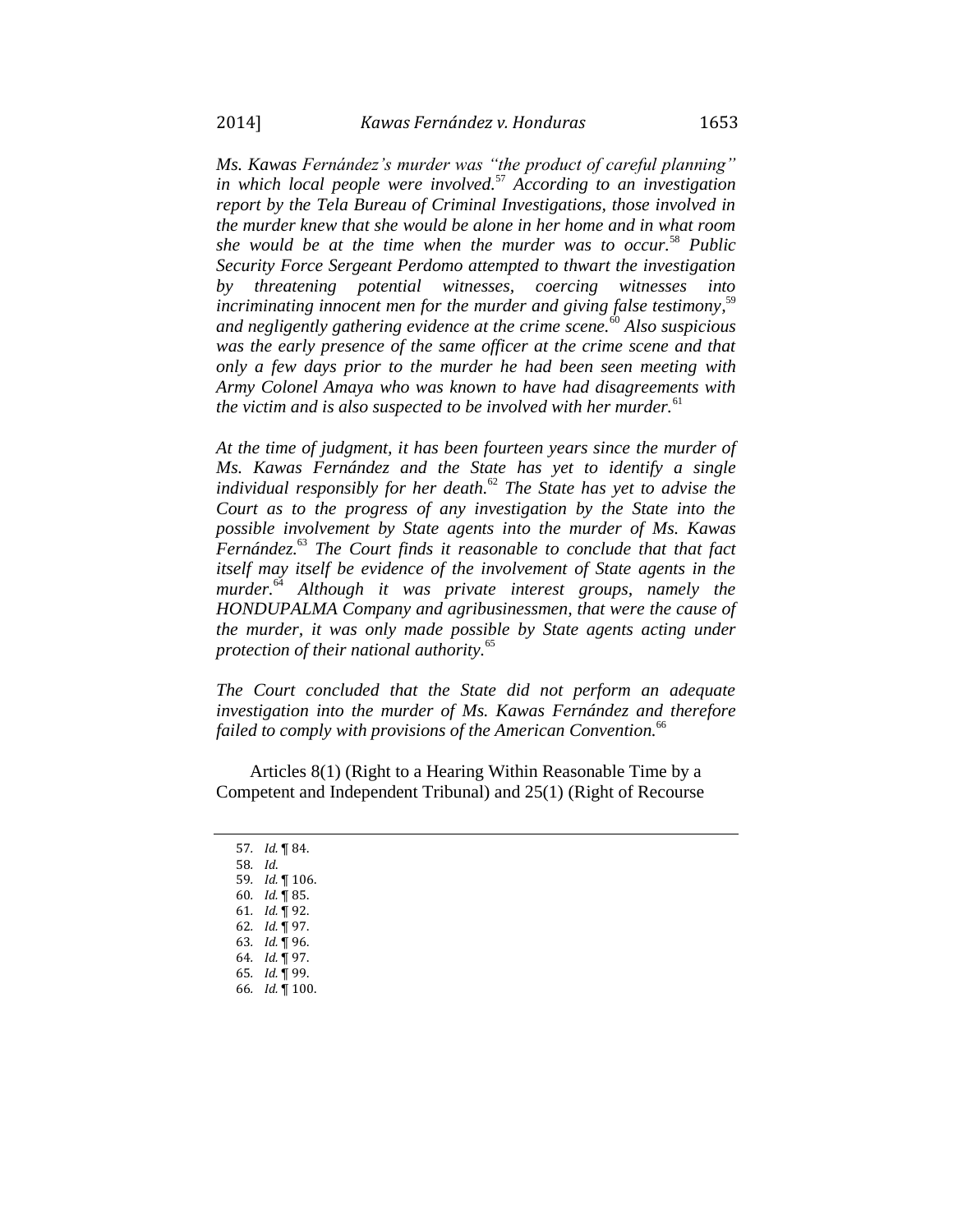*Ms. Kawas Fernández's murder was "the product of careful planning" in which local people were involved.*[57] *According to an investigation report by the Tela Bureau of Criminal Investigations, those involved in the murder knew that she would be alone in her home and in what room she would be at the time when the murder was to occur.*[58] *Public Security Force Sergeant Perdomo attempted to thwart the investigation by threatening potential witnesses, coercing witnesses into incriminating innocent men for the murder and giving false testimony,*[59] *and negligently gathering evidence at the crime scene.*[60] *Also suspicious was the early presence of the same officer at the crime scene and that only a few days prior to the murder he had been seen meeting with Army Colonel Amaya who was known to have had disagreements with the victim and is also suspected to be involved with her murder.*[61]

*At the time of judgment, it has been fourteen years since the murder of Ms. Kawas Fernández and the State has yet to identify a single individual responsibly for her death.*[62] *The State has yet to advise the Court as to the progress of any investigation by the State into the possible involvement by State agents into the murder of Ms. Kawas Fernández.*[63] *The Court finds it reasonable to conclude that that fact itself may itself be evidence of the involvement of State agents in the murder.*[64] *Although it was private interest groups, namely the HONDUPALMA Company and agribusinessmen, that were the cause of the murder, it was only made possible by State agents acting under protection of their national authority.*[65]

*The Court concluded that the State did not perform an adequate investigation into the murder of Ms. Kawas Fernández and therefore failed to comply with provisions of the American Convention.*[66]

Articles 8(1) (Right to a Hearing Within Reasonable Time by a Competent and Independent Tribunal) and 25(1) (Right of Recourse

---

57. *Id.* ¶ 84.
58. *Id.*
59. *Id.* ¶ 106.
60. *Id.* ¶ 85.
61. *Id.* ¶ 92.
62. *Id.* ¶ 97.
63. *Id.* ¶ 96.
64. *Id.* ¶ 97.
65. *Id.* ¶ 99.
66. *Id.* ¶ 100.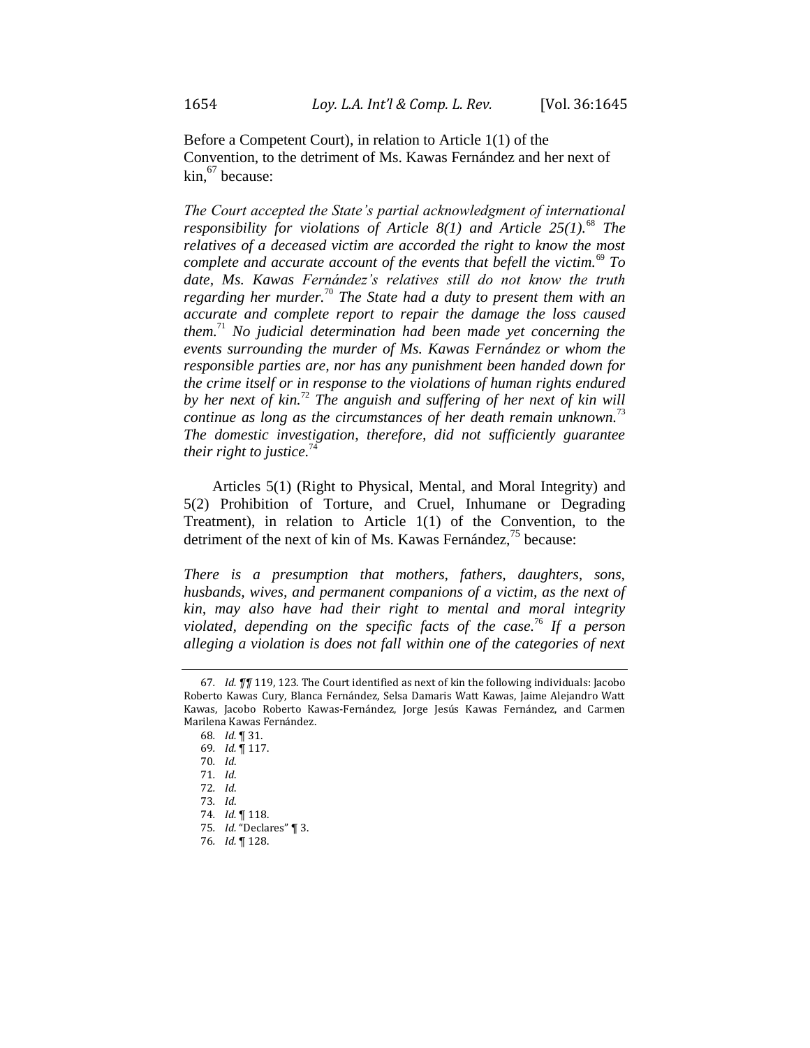Before a Competent Court), in relation to Article 1(1) of the Convention, to the detriment of Ms. Kawas Fernández and her next of kin,[67] because:

*The Court accepted the State's partial acknowledgment of international responsibility for violations of Article 8(1) and Article 25(1).*[68] *The relatives of a deceased victim are accorded the right to know the most complete and accurate account of the events that befell the victim.*[69] *To date, Ms. Kawas Fernández's relatives still do not know the truth regarding her murder.*[70] *The State had a duty to present them with an accurate and complete report to repair the damage the loss caused them.*[71] *No judicial determination had been made yet concerning the events surrounding the murder of Ms. Kawas Fernández or whom the responsible parties are, nor has any punishment been handed down for the crime itself or in response to the violations of human rights endured by her next of kin.*[72] *The anguish and suffering of her next of kin will continue as long as the circumstances of her death remain unknown.*[73] *The domestic investigation, therefore, did not sufficiently guarantee their right to justice.*[74]

Articles 5(1) (Right to Physical, Mental, and Moral Integrity) and 5(2) Prohibition of Torture, and Cruel, Inhumane or Degrading Treatment), in relation to Article 1(1) of the Convention, to the detriment of the next of kin of Ms. Kawas Fernández,[75] because:

*There is a presumption that mothers, fathers, daughters, sons, husbands, wives, and permanent companions of a victim, as the next of kin, may also have had their right to mental and moral integrity violated, depending on the specific facts of the case.*[76] *If a person alleging a violation is does not fall within one of the categories of next*

---

67. *Id.* ¶¶ 119, 123. The Court identified as next of kin the following individuals: Jacobo Roberto Kawas Cury, Blanca Fernández, Selsa Damaris Watt Kawas, Jaime Alejandro Watt Kawas, Jacobo Roberto Kawas-Fernández, Jorge Jesús Kawas Fernández, and Carmen Marilena Kawas Fernández.

68. *Id.* ¶ 31.

69. *Id.* ¶ 117.

70. *Id.*

71. *Id.*

72. *Id.*

73. *Id.*

74. *Id.* ¶ 118.

75. *Id.* "Declares" ¶ 3.

76. *Id.* ¶ 128.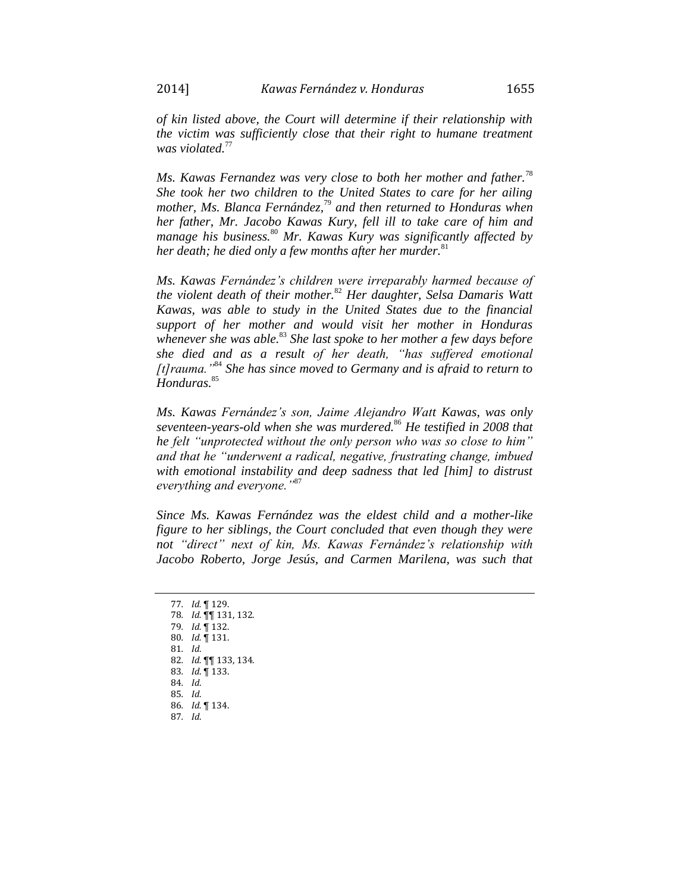*of kin listed above, the Court will determine if their relationship with the victim was sufficiently close that their right to humane treatment was violated.*[77]

*Ms. Kawas Fernandez was very close to both her mother and father.*[78] *She took her two children to the United States to care for her ailing mother, Ms. Blanca Fernández,*[79] *and then returned to Honduras when her father, Mr. Jacobo Kawas Kury, fell ill to take care of him and manage his business.*[80] *Mr. Kawas Kury was significantly affected by her death; he died only a few months after her murder.*[81]

*Ms. Kawas Fernández's children were irreparably harmed because of the violent death of their mother.*[82] *Her daughter, Selsa Damaris Watt Kawas, was able to study in the United States due to the financial support of her mother and would visit her mother in Honduras whenever she was able.*[83] *She last spoke to her mother a few days before she died and as a result of her death, "has suffered emotional [t]rauma."*[84] *She has since moved to Germany and is afraid to return to Honduras.*[85]

*Ms. Kawas Fernández's son, Jaime Alejandro Watt Kawas, was only seventeen-years-old when she was murdered.*[86] *He testified in 2008 that he felt "unprotected without the only person who was so close to him" and that he "underwent a radical, negative, frustrating change, imbued with emotional instability and deep sadness that led [him] to distrust everything and everyone."*[87]

*Since Ms. Kawas Fernández was the eldest child and a mother-like figure to her siblings, the Court concluded that even though they were not "direct" next of kin, Ms. Kawas Fernández's relationship with Jacobo Roberto, Jorge Jesús, and Carmen Marilena, was such that*

---

77. *Id.* ¶ 129.
78. *Id.* ¶¶ 131, 132.
79. *Id.* ¶ 132.
80. *Id.* ¶ 131.
81. *Id.*
82. *Id.* ¶¶ 133, 134.
83. *Id.* ¶ 133.
84. *Id.*
85. *Id.*
86. *Id.* ¶ 134.
87. *Id.*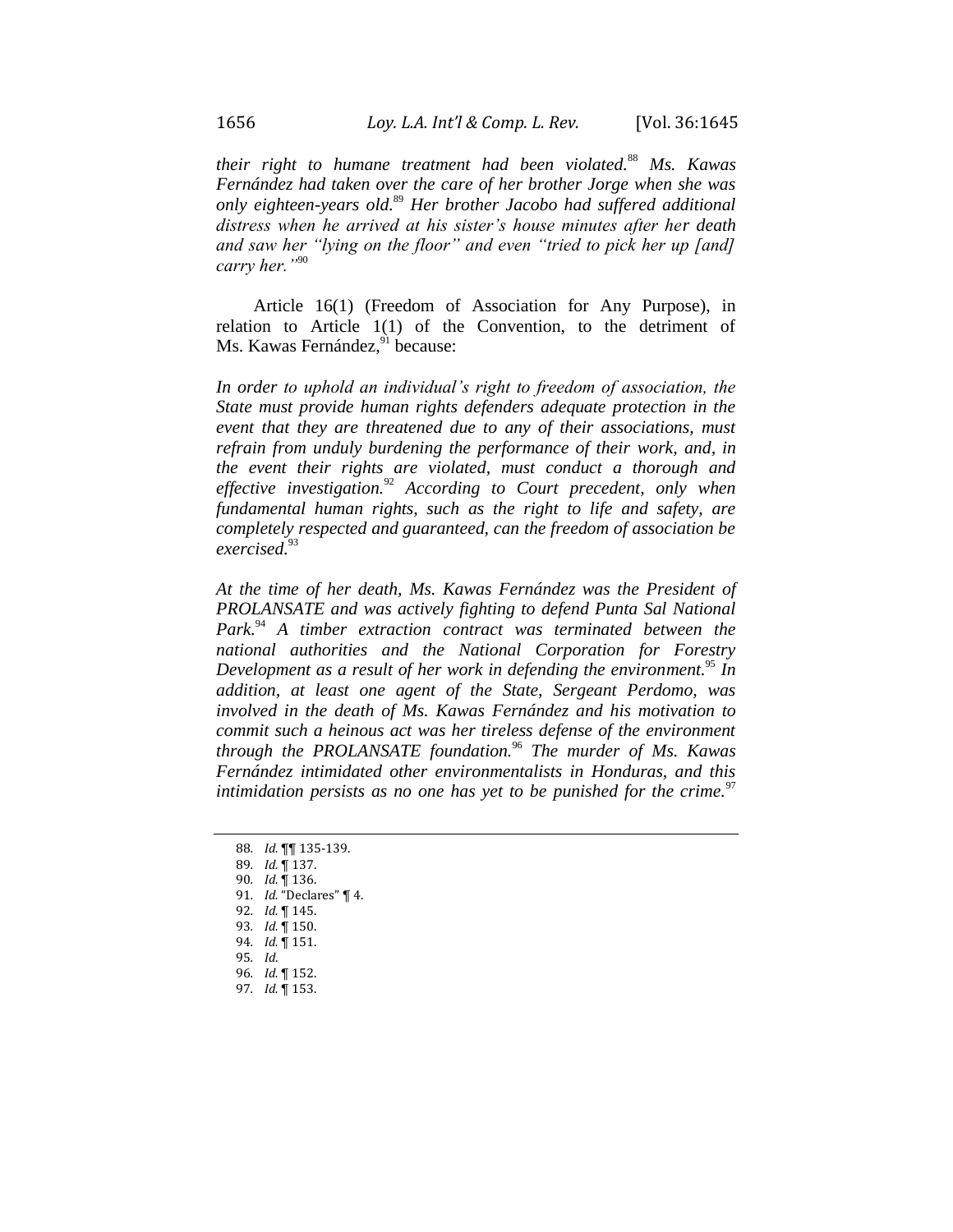*their right to humane treatment had been violated.*[88] *Ms. Kawas Fernández had taken over the care of her brother Jorge when she was only eighteen-years old.*[89] *Her brother Jacobo had suffered additional distress when he arrived at his sister's house minutes after her death and saw her "lying on the floor" and even "tried to pick her up [and] carry her."*[90]

Article 16(1) (Freedom of Association for Any Purpose), in relation to Article 1(1) of the Convention, to the detriment of Ms. Kawas Fernández,[91] because:

*In order to uphold an individual's right to freedom of association, the State must provide human rights defenders adequate protection in the event that they are threatened due to any of their associations, must refrain from unduly burdening the performance of their work, and, in the event their rights are violated, must conduct a thorough and effective investigation.*[92] *According to Court precedent, only when fundamental human rights, such as the right to life and safety, are completely respected and guaranteed, can the freedom of association be exercised.*[93]

*At the time of her death, Ms. Kawas Fernández was the President of PROLANSATE and was actively fighting to defend Punta Sal National Park.*[94] *A timber extraction contract was terminated between the national authorities and the National Corporation for Forestry Development as a result of her work in defending the environment.*[95] *In addition, at least one agent of the State, Sergeant Perdomo, was involved in the death of Ms. Kawas Fernández and his motivation to commit such a heinous act was her tireless defense of the environment through the PROLANSATE foundation.*[96] *The murder of Ms. Kawas Fernández intimidated other environmentalists in Honduras, and this intimidation persists as no one has yet to be punished for the crime.*[97]

88. *Id.* ¶¶ 135-139.
89. *Id.* ¶ 137.
90. *Id.* ¶ 136.
91. *Id.* "Declares" ¶ 4.
92. *Id.* ¶ 145.
93. *Id.* ¶ 150.
94. *Id.* ¶ 151.
95. *Id.*
96. *Id.* ¶ 152.
97. *Id.* ¶ 153.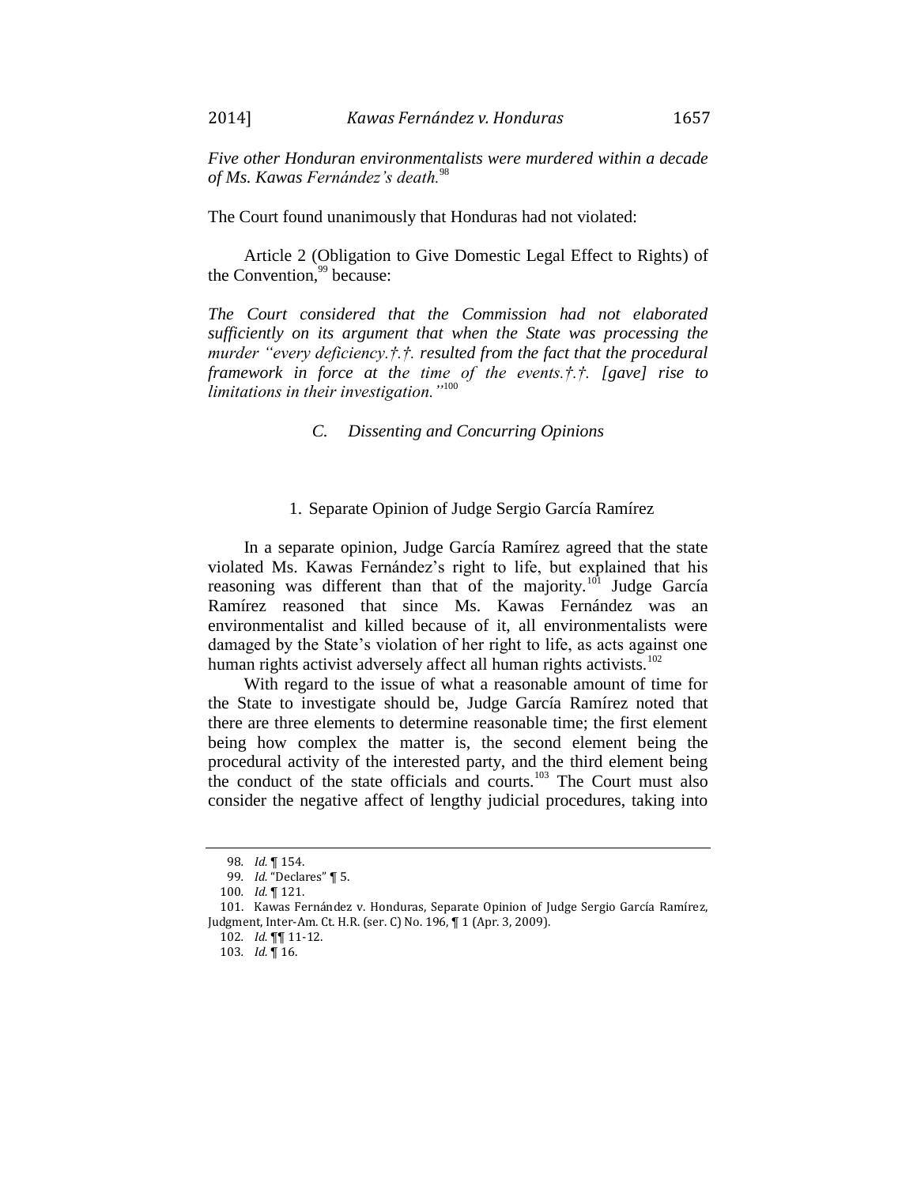*Five other Honduran environmentalists were murdered within a decade of Ms. Kawas Fernández's death.*[98]

The Court found unanimously that Honduras had not violated:

Article 2 (Obligation to Give Domestic Legal Effect to Rights) of the Convention,[99] because:

*The Court considered that the Commission had not elaborated sufficiently on its argument that when the State was processing the murder "every deficiency.†.†. resulted from the fact that the procedural framework in force at the time of the events.†.†. [gave] rise to limitations in their investigation."*[100]

### C. Dissenting and Concurring Opinions

#### 1. Separate Opinion of Judge Sergio García Ramírez

In a separate opinion, Judge García Ramírez agreed that the state violated Ms. Kawas Fernández's right to life, but explained that his reasoning was different than that of the majority.[101] Judge García Ramírez reasoned that since Ms. Kawas Fernández was an environmentalist and killed because of it, all environmentalists were damaged by the State's violation of her right to life, as acts against one human rights activist adversely affect all human rights activists.[102]

With regard to the issue of what a reasonable amount of time for the State to investigate should be, Judge García Ramírez noted that there are three elements to determine reasonable time; the first element being how complex the matter is, the second element being the procedural activity of the interested party, and the third element being the conduct of the state officials and courts.[103] The Court must also consider the negative affect of lengthy judicial procedures, taking into

---

98. *Id.* ¶ 154.

99. *Id.* "Declares" ¶ 5.

100. *Id.* ¶ 121.

101. Kawas Fernández v. Honduras, Separate Opinion of Judge Sergio García Ramírez, Judgment, Inter-Am. Ct. H.R. (ser. C) No. 196, ¶ 1 (Apr. 3, 2009).

102. *Id.* ¶¶ 11-12.

103. *Id.* ¶ 16.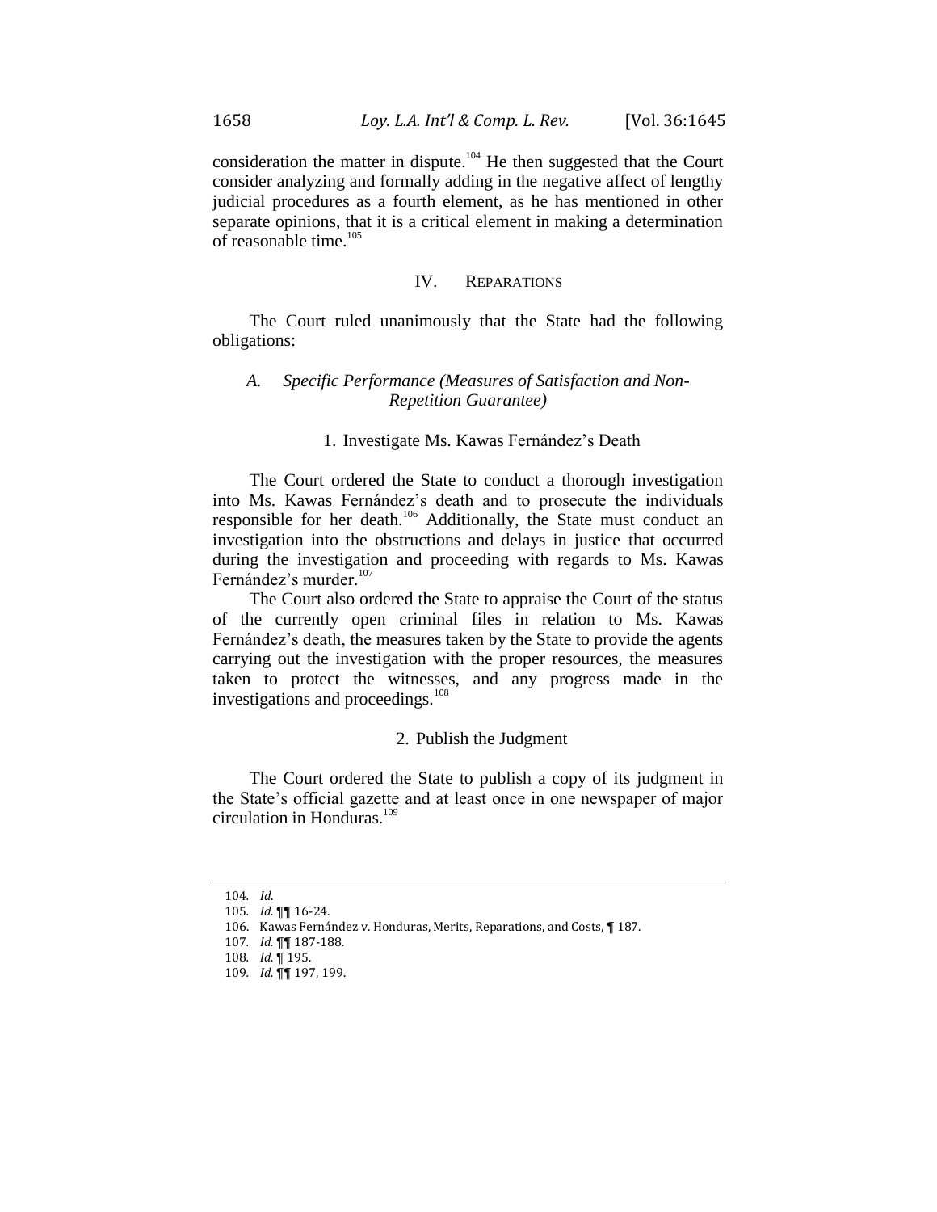consideration the matter in dispute.[104] He then suggested that the Court consider analyzing and formally adding in the negative affect of lengthy judicial procedures as a fourth element, as he has mentioned in other separate opinions, that it is a critical element in making a determination of reasonable time.[105]

## IV. Reparations

The Court ruled unanimously that the State had the following obligations:

### *A. Specific Performance (Measures of Satisfaction and Non-Repetition Guarantee)*

#### 1. Investigate Ms. Kawas Fernández's Death

The Court ordered the State to conduct a thorough investigation into Ms. Kawas Fernández's death and to prosecute the individuals responsible for her death.[106] Additionally, the State must conduct an investigation into the obstructions and delays in justice that occurred during the investigation and proceeding with regards to Ms. Kawas Fernández's murder.[107]

The Court also ordered the State to appraise the Court of the status of the currently open criminal files in relation to Ms. Kawas Fernández's death, the measures taken by the State to provide the agents carrying out the investigation with the proper resources, the measures taken to protect the witnesses, and any progress made in the investigations and proceedings.[108]

#### 2. Publish the Judgment

The Court ordered the State to publish a copy of its judgment in the State's official gazette and at least once in one newspaper of major circulation in Honduras.[109]

---

104. *Id.*
105. *Id.* ¶¶ 16-24.
106. Kawas Fernández v. Honduras, Merits, Reparations, and Costs, ¶ 187.
107. *Id.* ¶¶ 187-188.
108. *Id.* ¶ 195.
109. *Id.* ¶¶ 197, 199.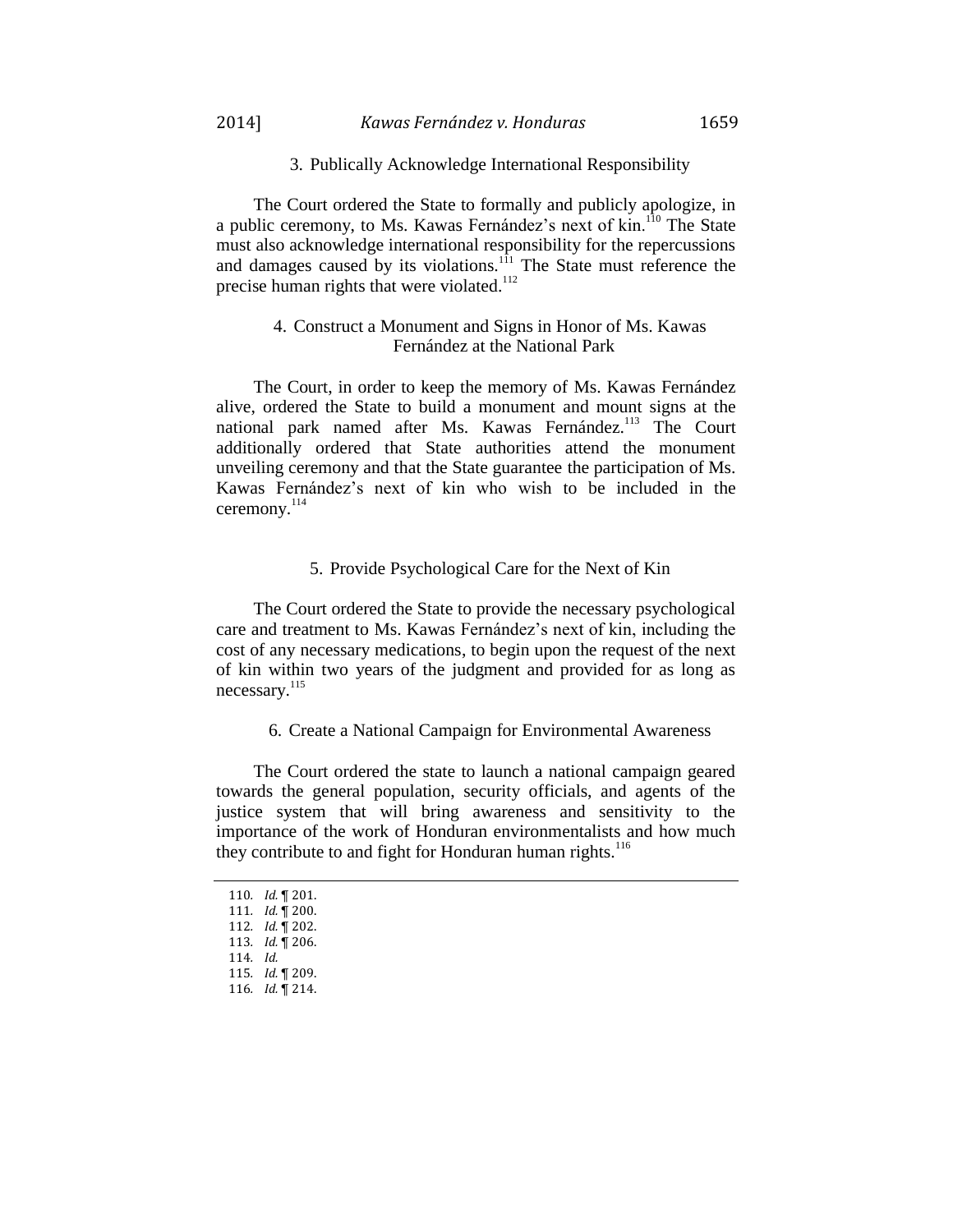### 3. Publically Acknowledge International Responsibility

The Court ordered the State to formally and publicly apologize, in a public ceremony, to Ms. Kawas Fernández's next of kin.[110] The State must also acknowledge international responsibility for the repercussions and damages caused by its violations.[111] The State must reference the precise human rights that were violated.[112]

### 4. Construct a Monument and Signs in Honor of Ms. Kawas Fernández at the National Park

The Court, in order to keep the memory of Ms. Kawas Fernández alive, ordered the State to build a monument and mount signs at the national park named after Ms. Kawas Fernández.[113] The Court additionally ordered that State authorities attend the monument unveiling ceremony and that the State guarantee the participation of Ms. Kawas Fernández's next of kin who wish to be included in the ceremony.[114]

### 5. Provide Psychological Care for the Next of Kin

The Court ordered the State to provide the necessary psychological care and treatment to Ms. Kawas Fernández's next of kin, including the cost of any necessary medications, to begin upon the request of the next of kin within two years of the judgment and provided for as long as necessary.[115]

### 6. Create a National Campaign for Environmental Awareness

The Court ordered the state to launch a national campaign geared towards the general population, security officials, and agents of the justice system that will bring awareness and sensitivity to the importance of the work of Honduran environmentalists and how much they contribute to and fight for Honduran human rights.[116]

---

110. *Id.* ¶ 201.
111. *Id.* ¶ 200.
112. *Id.* ¶ 202.
113. *Id.* ¶ 206.
114. *Id.*
115. *Id.* ¶ 209.
116. *Id.* ¶ 214.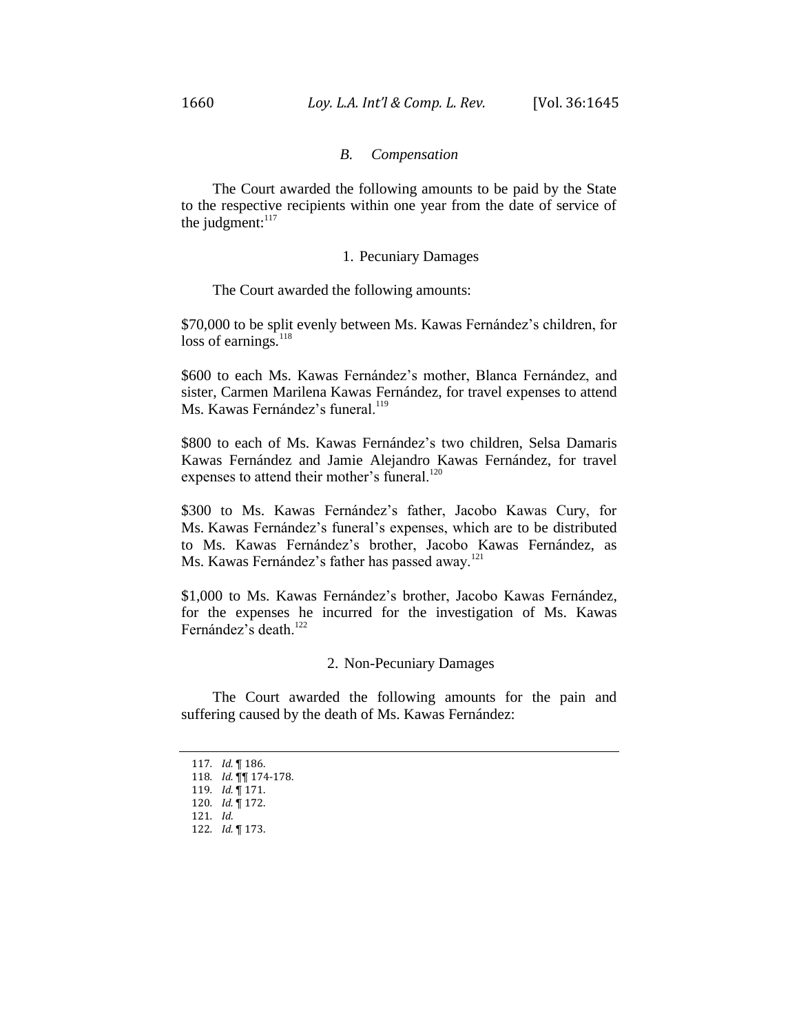### *B. Compensation*

The Court awarded the following amounts to be paid by the State to the respective recipients within one year from the date of service of the judgment:[117]

#### 1. Pecuniary Damages

The Court awarded the following amounts:

$70,000 to be split evenly between Ms. Kawas Fernández's children, for loss of earnings.[118]

$600 to each Ms. Kawas Fernández's mother, Blanca Fernández, and sister, Carmen Marilena Kawas Fernández, for travel expenses to attend Ms. Kawas Fernández's funeral.[119]

$800 to each of Ms. Kawas Fernández's two children, Selsa Damaris Kawas Fernández and Jamie Alejandro Kawas Fernández, for travel expenses to attend their mother's funeral.[120]

$300 to Ms. Kawas Fernández's father, Jacobo Kawas Cury, for Ms. Kawas Fernández's funeral's expenses, which are to be distributed to Ms. Kawas Fernández's brother, Jacobo Kawas Fernández, as Ms. Kawas Fernández's father has passed away.[121]

$1,000 to Ms. Kawas Fernández's brother, Jacobo Kawas Fernández, for the expenses he incurred for the investigation of Ms. Kawas Fernández's death.[122]

#### 2. Non-Pecuniary Damages

The Court awarded the following amounts for the pain and suffering caused by the death of Ms. Kawas Fernández:

---

117. *Id.* ¶ 186.
118. *Id.* ¶¶ 174-178.
119. *Id.* ¶ 171.
120. *Id.* ¶ 172.
121. *Id.*
122. *Id.* ¶ 173.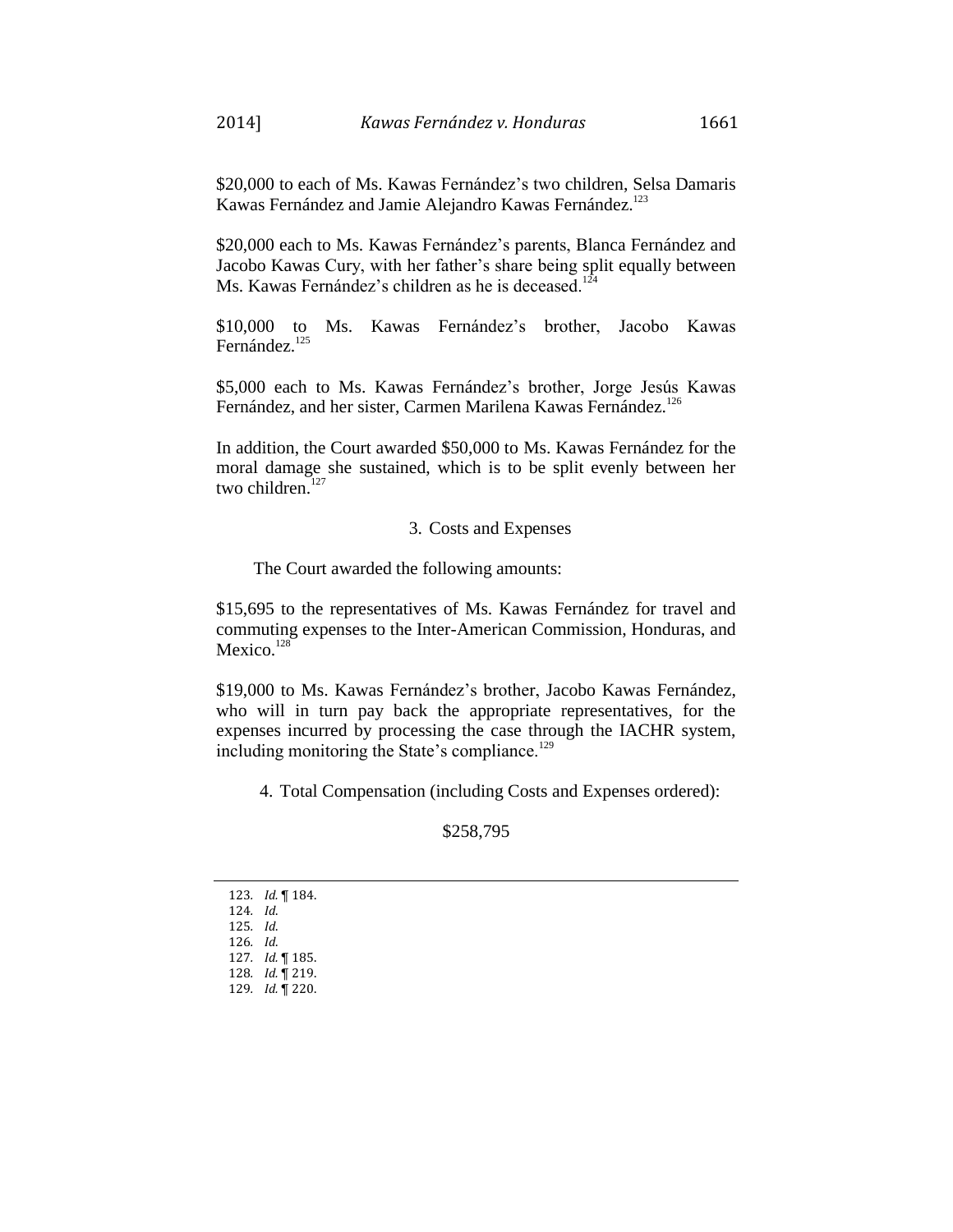$20,000 to each of Ms. Kawas Fernández's two children, Selsa Damaris Kawas Fernández and Jamie Alejandro Kawas Fernández.[123]

$20,000 each to Ms. Kawas Fernández's parents, Blanca Fernández and Jacobo Kawas Cury, with her father's share being split equally between Ms. Kawas Fernández's children as he is deceased.[124]

$10,000 to Ms. Kawas Fernández's brother, Jacobo Kawas Fernández.[125]

$5,000 each to Ms. Kawas Fernández's brother, Jorge Jesús Kawas Fernández, and her sister, Carmen Marilena Kawas Fernández.[126]

In addition, the Court awarded $50,000 to Ms. Kawas Fernández for the moral damage she sustained, which is to be split evenly between her two children.[127]

### 3. Costs and Expenses

The Court awarded the following amounts:

$15,695 to the representatives of Ms. Kawas Fernández for travel and commuting expenses to the Inter-American Commission, Honduras, and Mexico.[128]

$19,000 to Ms. Kawas Fernández's brother, Jacobo Kawas Fernández, who will in turn pay back the appropriate representatives, for the expenses incurred by processing the case through the IACHR system, including monitoring the State's compliance.[129]

### 4. Total Compensation (including Costs and Expenses ordered):

$258,795

---

123. *Id.* ¶ 184.
124. *Id.*
125. *Id.*
126. *Id.*
127. *Id.* ¶ 185.
128. *Id.* ¶ 219.
129. *Id.* ¶ 220.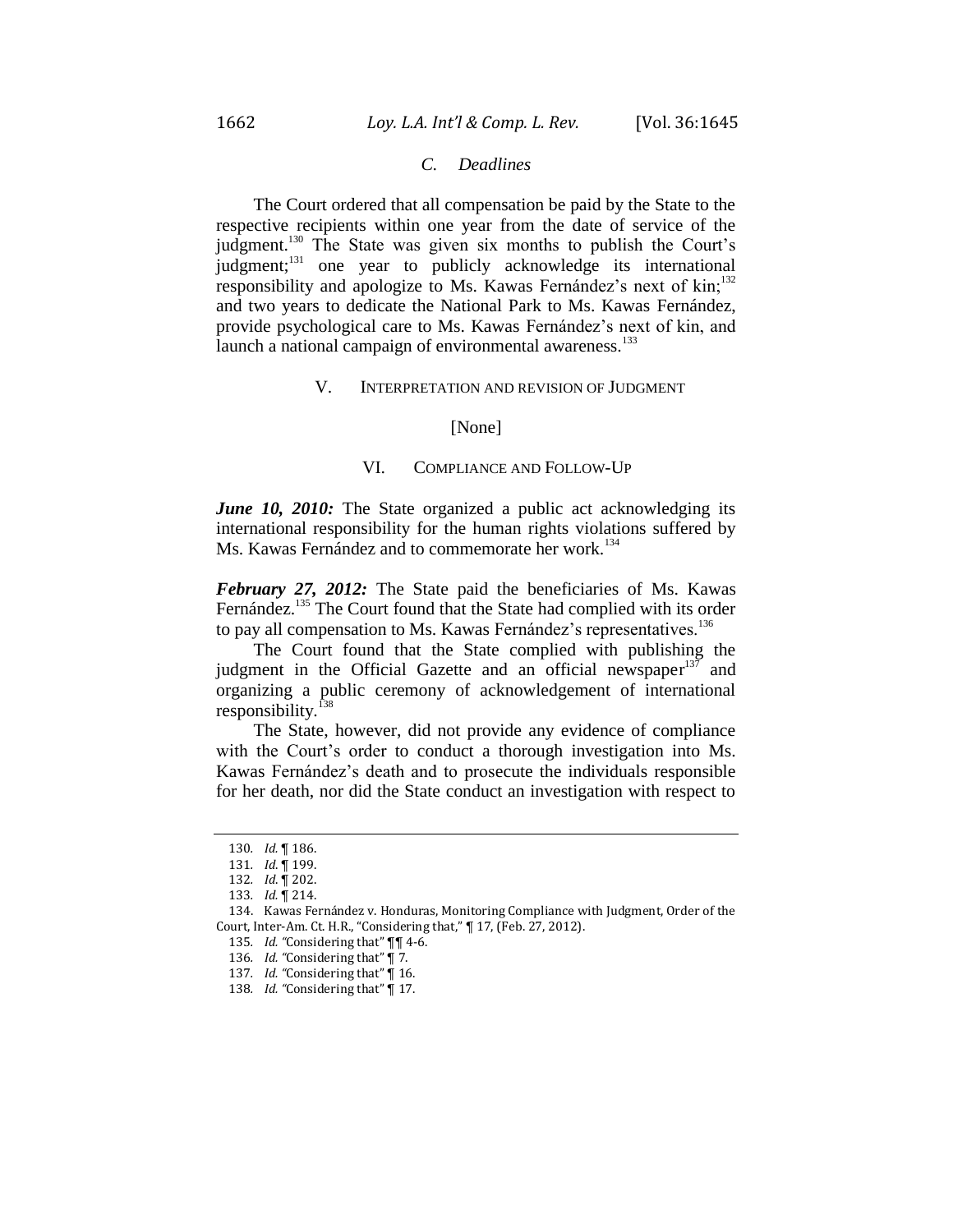### *C. Deadlines*

The Court ordered that all compensation be paid by the State to the respective recipients within one year from the date of service of the judgment.[130] The State was given six months to publish the Court's judgment;[131] one year to publicly acknowledge its international responsibility and apologize to Ms. Kawas Fernández's next of kin;[132] and two years to dedicate the National Park to Ms. Kawas Fernández, provide psychological care to Ms. Kawas Fernández's next of kin, and launch a national campaign of environmental awareness.[133]

## V. INTERPRETATION AND REVISION OF JUDGMENT

[None]

## VI. COMPLIANCE AND FOLLOW-UP

***June 10, 2010:*** The State organized a public act acknowledging its international responsibility for the human rights violations suffered by Ms. Kawas Fernández and to commemorate her work.[134]

***February 27, 2012:*** The State paid the beneficiaries of Ms. Kawas Fernández.[135] The Court found that the State had complied with its order to pay all compensation to Ms. Kawas Fernández's representatives.[136]

The Court found that the State complied with publishing the judgment in the Official Gazette and an official newspaper[137] and organizing a public ceremony of acknowledgement of international responsibility.[138]

The State, however, did not provide any evidence of compliance with the Court's order to conduct a thorough investigation into Ms. Kawas Fernández's death and to prosecute the individuals responsible for her death, nor did the State conduct an investigation with respect to

---

130. *Id.* ¶ 186.

131. *Id.* ¶ 199.

132. *Id.* ¶ 202.

133. *Id.* ¶ 214.

134. Kawas Fernández v. Honduras, Monitoring Compliance with Judgment, Order of the Court, Inter-Am. Ct. H.R., "Considering that," ¶ 17, (Feb. 27, 2012).

135. *Id.* "Considering that" ¶¶ 4-6.

136. *Id.* "Considering that" ¶ 7.

137. *Id.* "Considering that" ¶ 16.

138. *Id.* "Considering that" ¶ 17.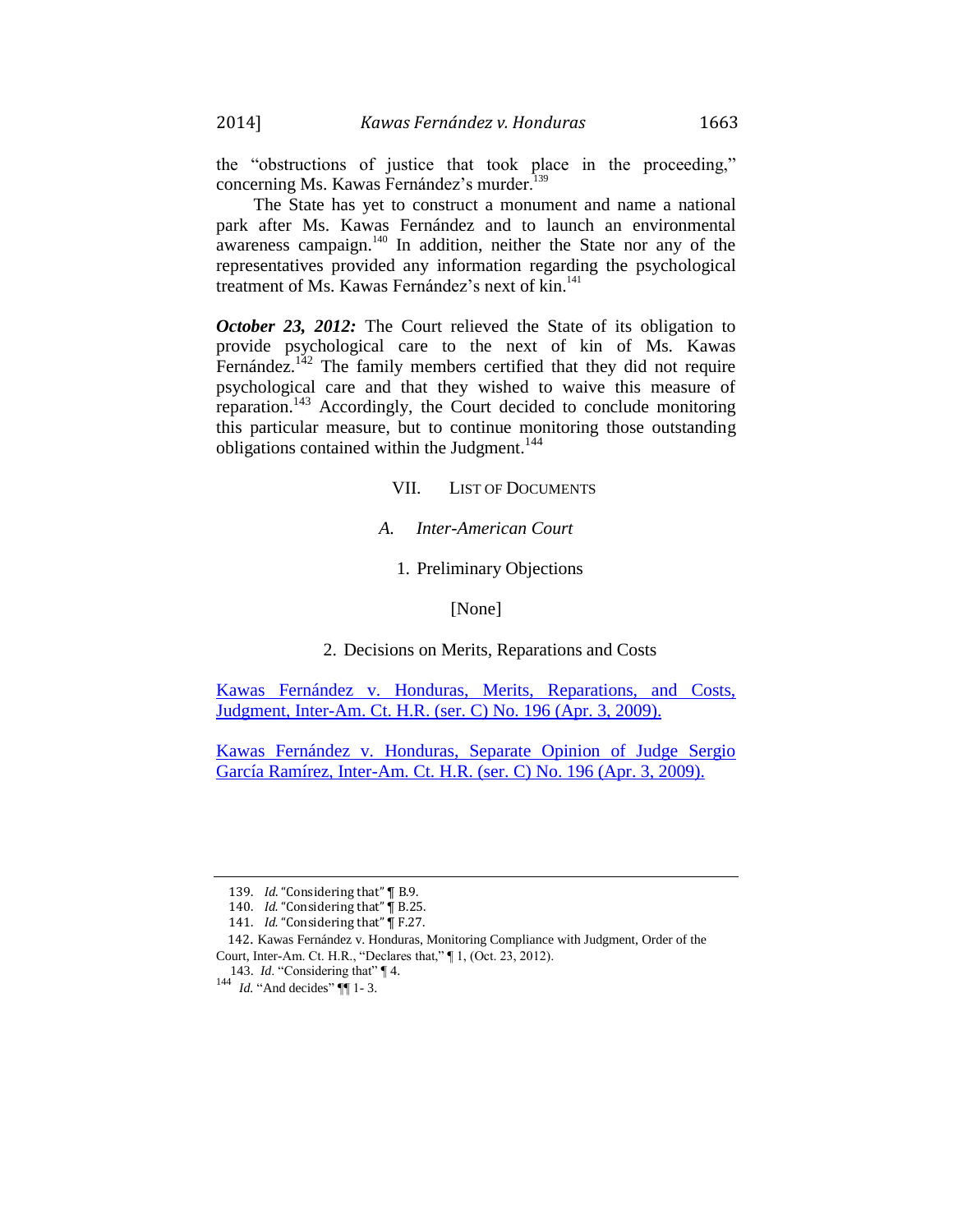the "obstructions of justice that took place in the proceeding," concerning Ms. Kawas Fernández's murder.[139]

The State has yet to construct a monument and name a national park after Ms. Kawas Fernández and to launch an environmental awareness campaign.[140] In addition, neither the State nor any of the representatives provided any information regarding the psychological treatment of Ms. Kawas Fernández's next of kin.[141]

***October 23, 2012:*** The Court relieved the State of its obligation to provide psychological care to the next of kin of Ms. Kawas Fernández.[142] The family members certified that they did not require psychological care and that they wished to waive this measure of reparation.[143] Accordingly, the Court decided to conclude monitoring this particular measure, but to continue monitoring those outstanding obligations contained within the Judgment.[144]

## VII. List of Documents

### A. *Inter-American Court*

#### 1. Preliminary Objections

[None]

#### 2. Decisions on Merits, Reparations and Costs

Kawas Fernández v. Honduras, Merits, Reparations, and Costs, Judgment, Inter-Am. Ct. H.R. (ser. C) No. 196 (Apr. 3, 2009).

Kawas Fernández v. Honduras, Separate Opinion of Judge Sergio García Ramírez, Inter-Am. Ct. H.R. (ser. C) No. 196 (Apr. 3, 2009).

---

139. *Id.* "Considering that" ¶ B.9.

140. *Id.* "Considering that" ¶ B.25.

141. *Id.* "Considering that" ¶ F.27.

142. Kawas Fernández v. Honduras, Monitoring Compliance with Judgment, Order of the Court, Inter-Am. Ct. H.R., "Declares that," ¶ 1, (Oct. 23, 2012).

143. *Id*. "Considering that" ¶ 4.

144. *Id.* "And decides" ¶¶ 1- 3.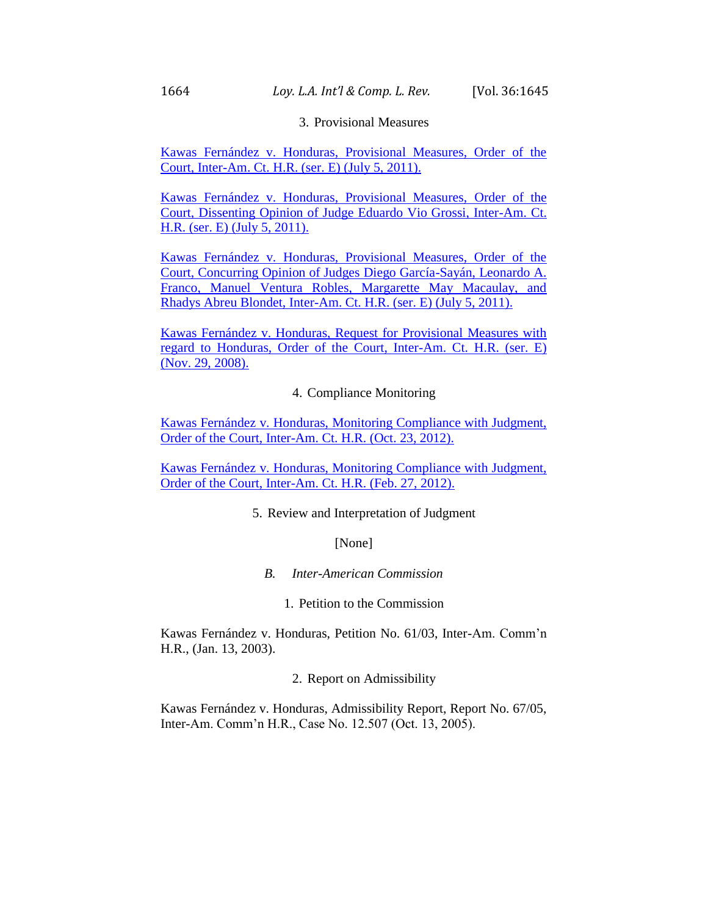### 3. Provisional Measures

Kawas Fernández v. Honduras, Provisional Measures, Order of the Court, Inter-Am. Ct. H.R. (ser. E) (July 5, 2011).

Kawas Fernández v. Honduras, Provisional Measures, Order of the Court, Dissenting Opinion of Judge Eduardo Vio Grossi, Inter-Am. Ct. H.R. (ser. E) (July 5, 2011).

Kawas Fernández v. Honduras, Provisional Measures, Order of the Court, Concurring Opinion of Judges Diego García-Sayán, Leonardo A. Franco, Manuel Ventura Robles, Margarette May Macaulay, and Rhadys Abreu Blondet, Inter-Am. Ct. H.R. (ser. E) (July 5, 2011).

Kawas Fernández v. Honduras, Request for Provisional Measures with regard to Honduras, Order of the Court, Inter-Am. Ct. H.R. (ser. E) (Nov. 29, 2008).

### 4. Compliance Monitoring

Kawas Fernández v. Honduras, Monitoring Compliance with Judgment, Order of the Court, Inter-Am. Ct. H.R. (Oct. 23, 2012).

Kawas Fernández v. Honduras, Monitoring Compliance with Judgment, Order of the Court, Inter-Am. Ct. H.R. (Feb. 27, 2012).

### 5. Review and Interpretation of Judgment

[None]

## *B. Inter-American Commission*

### 1. Petition to the Commission

Kawas Fernández v. Honduras, Petition No. 61/03, Inter-Am. Comm'n H.R., (Jan. 13, 2003).

### 2. Report on Admissibility

Kawas Fernández v. Honduras, Admissibility Report, Report No. 67/05, Inter-Am. Comm'n H.R., Case No. 12.507 (Oct. 13, 2005).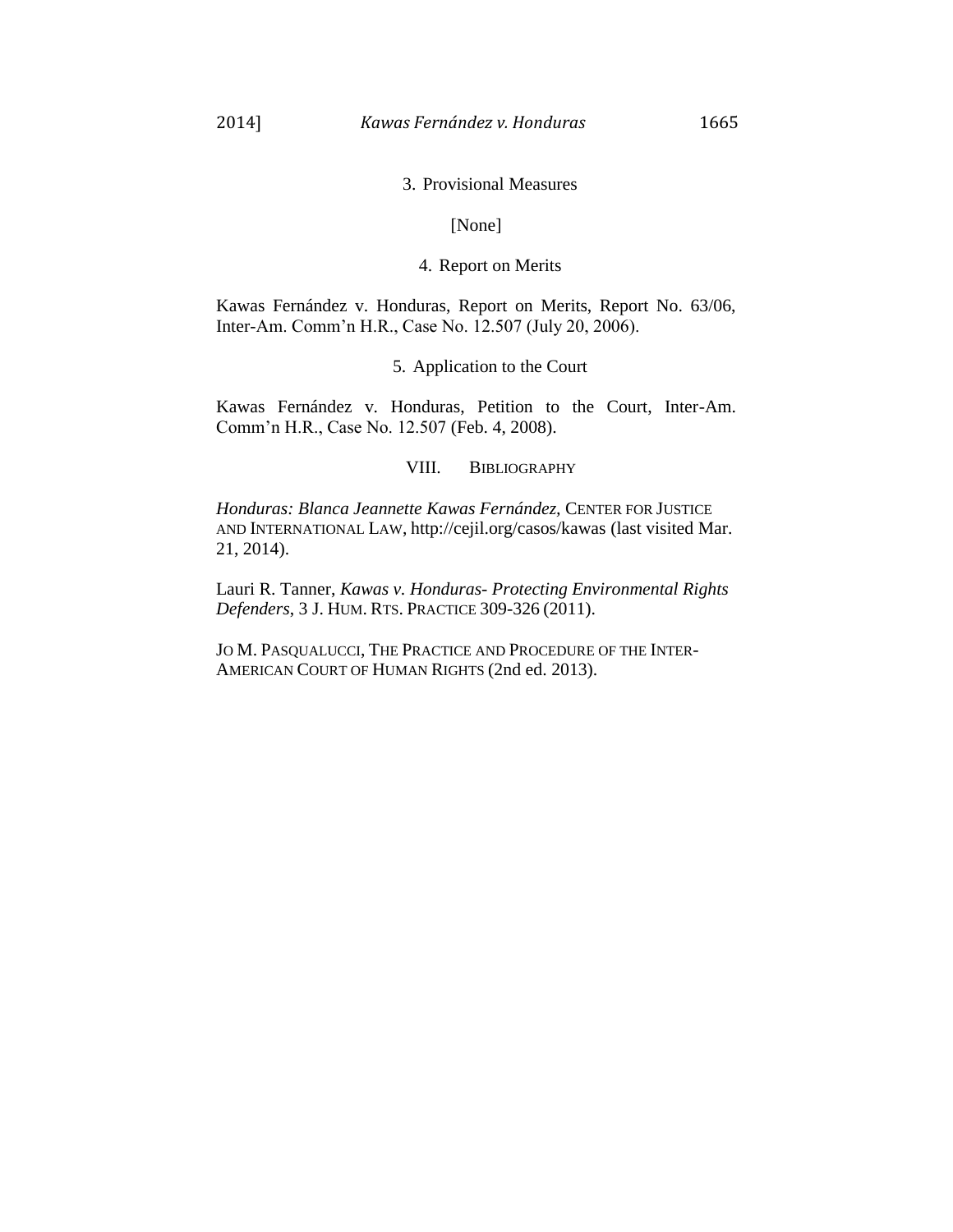### 3. Provisional Measures

[None]

### 4. Report on Merits

Kawas Fernández v. Honduras, Report on Merits, Report No. 63/06, Inter-Am. Comm'n H.R., Case No. 12.507 (July 20, 2006).

### 5. Application to the Court

Kawas Fernández v. Honduras, Petition to the Court, Inter-Am. Comm'n H.R., Case No. 12.507 (Feb. 4, 2008).

## VIII. BIBLIOGRAPHY

*Honduras: Blanca Jeannette Kawas Fernández*, CENTER FOR JUSTICE AND INTERNATIONAL LAW, http://cejil.org/casos/kawas (last visited Mar. 21, 2014).

Lauri R. Tanner, *Kawas v. Honduras- Protecting Environmental Rights Defenders*, 3 J. HUM. RTS. PRACTICE 309-326 (2011).

JO M. PASQUALUCCI, THE PRACTICE AND PROCEDURE OF THE INTER-AMERICAN COURT OF HUMAN RIGHTS (2nd ed. 2013).